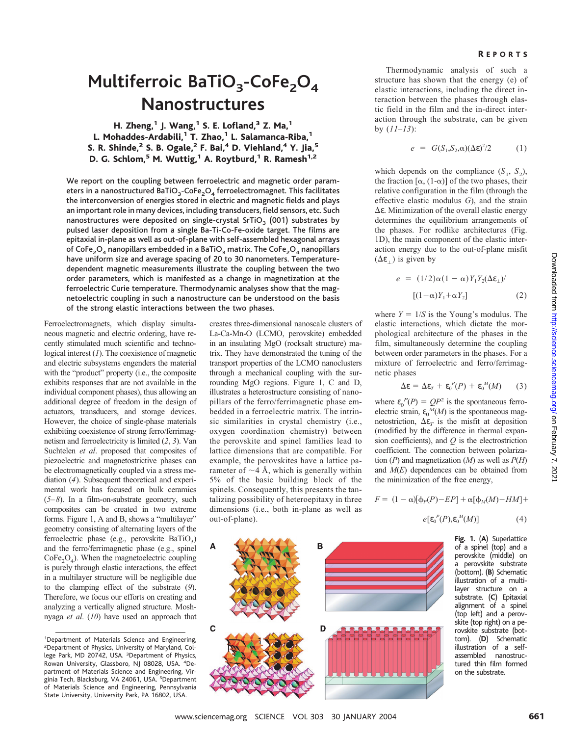# Multiferroic $BaTiO_3$-$CoFe_2O_4$ Nanostructures

H. Zheng,[1] J. Wang,[1] S. E. Lofland,[3] Z. Ma,[1] L. Mohaddes-Ardabili,[1] T. Zhao,[1] L. Salamanca-Riba,[1] S. R. Shinde,[2] S. B. Ogale,[2] F. Bai,[4] D. Viehland,[4] Y. Jia,[5] D. G. Schlom,[5] M. Wuttig,[1] A. Roytburd,[1] R. Ramesh[1,2]

**We report on the coupling between ferroelectric and magnetic order parameters in a nanostructured $BaTiO_3$-$CoFe_2O_4$ ferroelectromagnet. This facilitates the interconversion of energies stored in electric and magnetic fields and plays an important role in many devices, including transducers, field sensors, etc. Such nanostructures were deposited on single-crystal $SrTiO_3$ (001) substrates by pulsed laser deposition from a single Ba-Ti-Co-Fe-oxide target. The films are epitaxial in-plane as well as out-of-plane with self-assembled hexagonal arrays of $CoFe_2O_4$ nanopillars embedded in a $BaTiO_3$ matrix. The $CoFe_2O_4$ nanopillars have uniform size and average spacing of 20 to 30 nanometers. Temperature-dependent magnetic measurements illustrate the coupling between the two order parameters, which is manifested as a change in magnetization at the ferroelectric Curie temperature. Thermodynamic analyses show that the magnetoelectric coupling in such a nanostructure can be understood on the basis of the strong elastic interactions between the two phases.**

Ferroelectromagnets, which display simultaneous magnetic and electric ordering, have recently stimulated much scientific and technological interest (*1*). The coexistence of magnetic and electric subsystems engenders the material with the "product" property (i.e., the composite exhibits responses that are not available in the individual component phases), thus allowing an additional degree of freedom in the design of actuators, transducers, and storage devices. However, the choice of single-phase materials exhibiting coexistence of strong ferro/ferrimagnetism and ferroelectricity is limited (*2*, *3*). Van Suchtelen *et al*. proposed that composites of piezoelectric and magnetostrictive phases can be electromagnetically coupled via a stress mediation (*4*). Subsequent theoretical and experimental work has focused on bulk ceramics (*5*–*8*). In a film-on-substrate geometry, such composites can be created in two extreme forms. Figure 1, A and B, shows a "multilayer" geometry consisting of alternating layers of the ferroelectric phase (e.g., perovskite $BaTiO_3$) and the ferro/ferrimagnetic phase (e.g., spinel $CoFe_2O_4$). When the magnetoelectric coupling is purely through elastic interactions, the effect in a multilayer structure will be negligible due to the clamping effect of the substrate (*9*). Therefore, we focus our efforts on creating and analyzing a vertically aligned structure. Moshnyaga *et al*. (*10*) have used an approach that creates three-dimensional nanoscale clusters of La-Ca-Mn-O (LCMO, perovskite) embedded in an insulating MgO (rocksalt structure) matrix. They have demonstrated the tuning of the transport properties of the LCMO nanoclusters through a mechanical coupling with the surrounding MgO regions. Figure 1, C and D, illustrates a heterostructure consisting of nanopillars of the ferro/ferrimagnetic phase embedded in a ferroelectric matrix. The intrinsic similarities in crystal chemistry (i.e., oxygen coordination chemistry) between the perovskite and spinel families lead to lattice dimensions that are compatible. For example, the perovskites have a lattice parameter of ~4 Å, which is generally within 5% of the basic building block of the spinels. Consequently, this presents the tantalizing possibility of heteroepitaxy in three dimensions (i.e., both in-plane as well as out-of-plane).

Thermodynamic analysis of such a structure has shown that the energy (e) of elastic interactions, including the direct interaction between the phases through elastic field in the film and the in-direct interaction through the substrate, can be given by (*11*–*13*):

$$e = G(S_1, S_2, \alpha)(\Delta\varepsilon)^2/2 \qquad (1)$$

which depends on the compliance ($S_1$, $S_2$), the fraction [$\alpha$, ($1-\alpha$)] of the two phases, their relative configuration in the film (through the effective elastic modulus $G$), and the strain $\Delta\varepsilon$. Minimization of the overall elastic energy determines the equilibrium arrangements of the phases. For rodlike architectures (Fig. 1D), the main component of the elastic interaction energy due to the out-of-plane misfit ($\Delta\varepsilon_\perp$) is given by

$$e = (1/2)\alpha(1-\alpha)Y_1Y_2(\Delta\varepsilon_\perp)/[(1-\alpha)Y_1+\alpha Y_2] \qquad (2)$$

where $Y = 1/S$ is the Young's modulus. The elastic interactions, which dictate the morphological architecture of the phases in the film, simultaneously determine the coupling between order parameters in the phases. For a mixture of ferroelectric and ferro/ferrimagnetic phases

$$\Delta\varepsilon = \Delta\varepsilon_T + \varepsilon_0^P(P) + \varepsilon_0^M(M) \qquad (3)$$

where $\varepsilon_0^P(P) = QP^2$ is the spontaneous ferroelectric strain, $\varepsilon_0^M(M)$ is the spontaneous magnetostriction, $\Delta\varepsilon_T$ is the misfit at deposition (modified by the difference in thermal expansion coefficients), and $Q$ is the electrostriction coefficient. The connection between polarization ($P$) and magnetization ($M$) as well as $P(H)$ and $M(E)$ dependences can be obtained from the minimization of the free energy,

$$F = (1-\alpha)[\phi_P(P) - EP] + \alpha[\phi_M(M) - HM] + e[\varepsilon_0^P(P), \varepsilon_0^M(M)] \qquad (4)$$

**Fig. 1.** (**A**) Superlattice of a spinel (top) and a perovskite (middle) on a perovskite substrate (bottom). (**B**) Schematic illustration of a multilayer structure on a substrate. (**C**) Epitaxial alignment of a spinel (top left) and a perovskite (top right) on a perovskite substrate (bottom). (**D**) Schematic illustration of a self-assembled nanostructured thin film formed on the substrate.

[1]Department of Materials Science and Engineering, [2]Department of Physics, University of Maryland, College Park, MD 20742, USA. [3]Department of Physics, Rowan University, Glassboro, NJ 08028, USA. [4]Department of Materials Science and Engineering, Virginia Tech, Blacksburg, VA 24061, USA. [5]Department of Materials Science and Engineering, Pennsylvania State University, University Park, PA 16802, USA.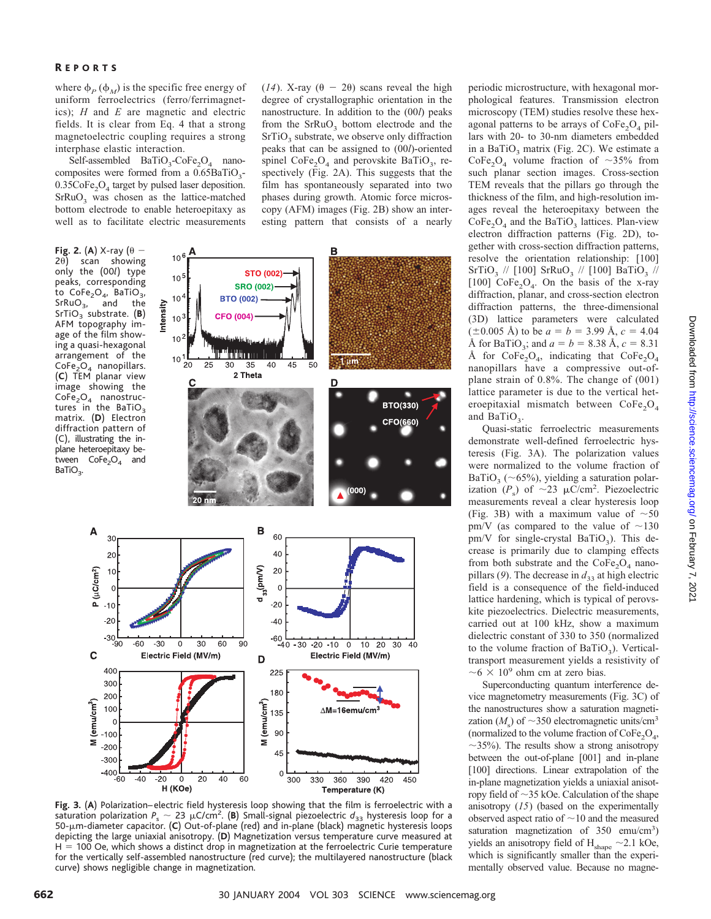where $\phi_P$ ($\phi_M$) is the specific free energy of uniform ferroelectrics (ferro/ferrimagnetics); $H$ and $E$ are magnetic and electric fields. It is clear from Eq. 4 that a strong magnetoelectric coupling requires a strong interphase elastic interaction.

Self-assembled $BaTiO_3$-$CoFe_2O_4$ nanocomposites were formed from a $0.65BaTiO_3$-$0.35CoFe_2O_4$ target by pulsed laser deposition. $SrRuO_3$ was chosen as the lattice-matched bottom electrode to enable heteroepitaxy as well as to facilitate electric measurements (14). X-ray ($\theta - 2\theta$) scans reveal the high degree of crystallographic orientation in the nanostructure. In addition to the (00$l$) peaks from the $SrRuO_3$ bottom electrode and the $SrTiO_3$ substrate, we observe only diffraction peaks that can be assigned to (00$l$)-oriented spinel $CoFe_2O_4$ and perovskite $BaTiO_3$, respectively (Fig. 2A). This suggests that the film has spontaneously separated into two phases during growth. Atomic force microscopy (AFM) images (Fig. 2B) show an interesting pattern that consists of a nearly periodic microstructure, with hexagonal morphological features. Transmission electron microscopy (TEM) studies resolve these hexagonal patterns to be arrays of $CoFe_2O_4$ pillars with 20- to 30-nm diameters embedded in a $BaTiO_3$ matrix (Fig. 2C). We estimate a $CoFe_2O_4$ volume fraction of ~35% from such planar section images. Cross-section TEM reveals that the pillars go through the thickness of the film, and high-resolution images reveal the heteroepitaxy between the $CoFe_2O_4$ and the $BaTiO_3$ lattices. Plan-view electron diffraction patterns (Fig. 2D), together with cross-section diffraction patterns, resolve the orientation relationship: [100] $SrTiO_3$ // [100] $SrRuO_3$ // [100] $BaTiO_3$ // [100] $CoFe_2O_4$. On the basis of the x-ray diffraction, planar, and cross-section electron diffraction patterns, the three-dimensional (3D) lattice parameters were calculated (±0.005 Å) to be $a = b = 3.99$ Å, $c = 4.04$ Å for $BaTiO_3$; and $a = b = 8.38$ Å, $c = 8.31$ Å for $CoFe_2O_4$, indicating that $CoFe_2O_4$ nanopillars have a compressive out-of-plane strain of 0.8%. The change of (001) lattice parameter is due to the vertical heteroepitaxial mismatch between $CoFe_2O_4$ and $BaTiO_3$.

**Fig. 2.** (**A**) X-ray ($\theta - 2\theta$) scan showing only the (00$l$) type peaks, corresponding to $CoFe_2O_4$, $BaTiO_3$, $SrRuO_3$, and the $SrTiO_3$ substrate. (**B**) AFM topography image of the film showing a quasi-hexagonal arrangement of the $CoFe_2O_4$ nanopillars. (**C**) TEM planar view image showing the $CoFe_2O_4$ nanostructures in the $BaTiO_3$ matrix. (**D**) Electron diffraction pattern of (C), illustrating the in-plane heteroepitaxy between $CoFe_2O_4$ and $BaTiO_3$.

Quasi-static ferroelectric measurements demonstrate well-defined ferroelectric hysteresis (Fig. 3A). The polarization values were normalized to the volume fraction of $BaTiO_3$ (~65%), yielding a saturation polarization ($P_s$) of ~23 μC/cm². Piezoelectric measurements reveal a clear hysteresis loop (Fig. 3B) with a maximum value of ~50 pm/V (as compared to the value of ~130 pm/V for single-crystal $BaTiO_3$). This decrease is primarily due to clamping effects from both substrate and the $CoFe_2O_4$ nanopillars (9). The decrease in $d_{33}$ at high electric field is a consequence of the field-induced lattice hardening, which is typical of perovskite piezoelectrics. Dielectric measurements, carried out at 100 kHz, show a maximum dielectric constant of 330 to 350 (normalized to the volume fraction of $BaTiO_3$). Vertical-transport measurement yields a resistivity of $\sim 6 \times 10^9$ ohm cm at zero bias.

Superconducting quantum interference device magnetometry measurements (Fig. 3C) of the nanostructures show a saturation magnetization ($M_s$) of ~350 electromagnetic units/cm³ (normalized to the volume fraction of $CoFe_2O_4$, ~35%). The results show a strong anisotropy between the out-of-plane [001] and in-plane [100] directions. Linear extrapolation of the in-plane magnetization yields a uniaxial anisotropy field of ~35 kOe. Calculation of the shape anisotropy (15) (based on the experimentally observed aspect ratio of ~10 and the measured saturation magnetization of 350 emu/cm³) yields an anisotropy field of $H_{shape}$ ~2.1 kOe, which is significantly smaller than the experimentally observed value. Because no magne-

**Fig. 3.** (**A**) Polarization–electric field hysteresis loop showing that the film is ferroelectric with a saturation polarization $P_s$ ~ 23 μC/cm². (**B**) Small-signal piezoelectric $d_{33}$ hysteresis loop for a 50-μm-diameter capacitor. (**C**) Out-of-plane (red) and in-plane (black) magnetic hysteresis loops depicting the large uniaxial anisotropy. (**D**) Magnetization versus temperature curve measured at H = 100 Oe, which shows a distinct drop in magnetization at the ferroelectric Curie temperature for the vertically self-assembled nanostructure (red curve); the multilayered nanostructure (black curve) shows negligible change in magnetization.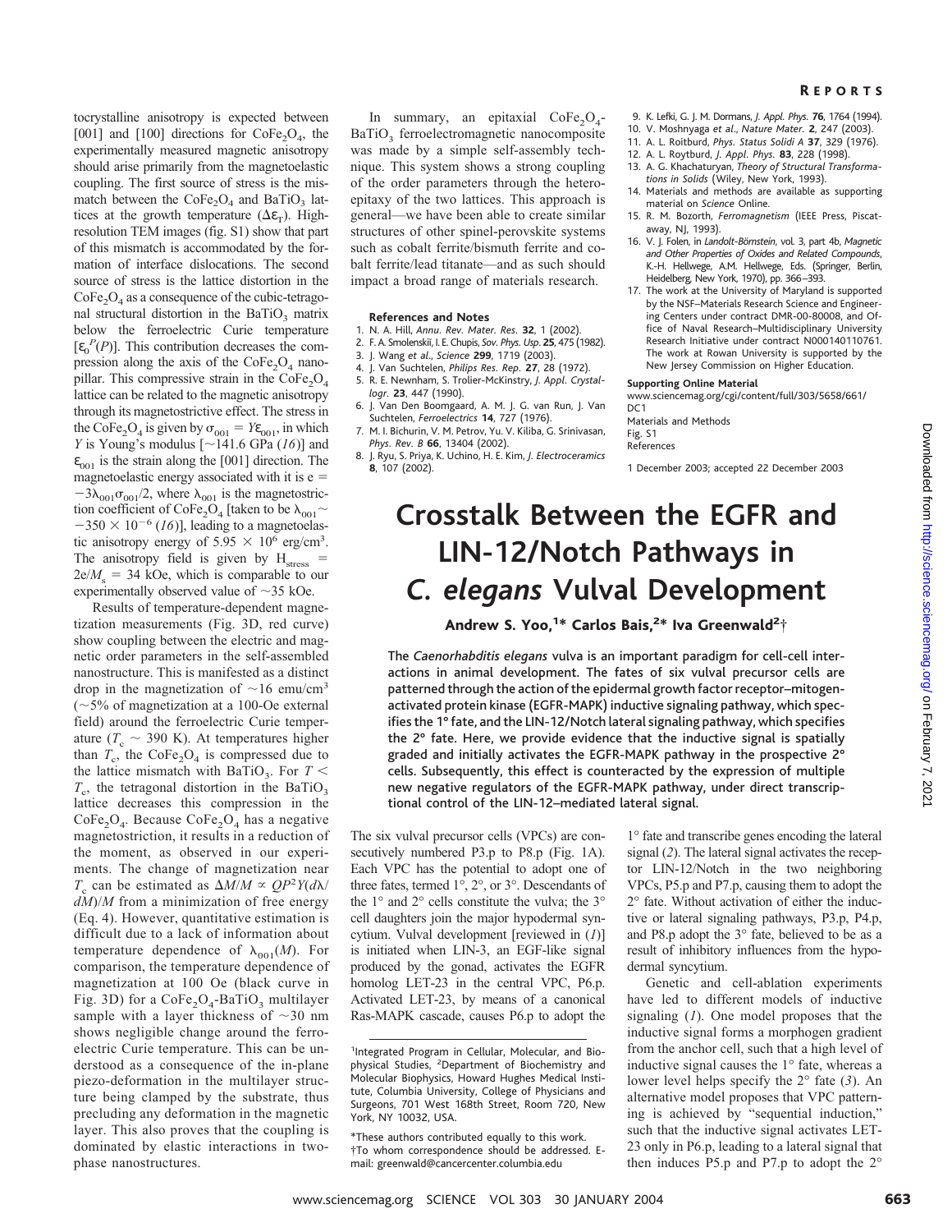tocrystalline anisotropy is expected between [001] and [100] directions for $CoFe_2O_4$, the experimentally measured magnetic anisotropy should arise primarily from the magnetoelastic coupling. The first source of stress is the mismatch between the $CoFe_2O_4$ and $BaTiO_3$ lattices at the growth temperature ($\Delta\varepsilon_T$). High-resolution TEM images (fig. S1) show that part of this mismatch is accommodated by the formation of interface dislocations. The second source of stress is the lattice distortion in the $CoFe_2O_4$ as a consequence of the cubic-tetragonal structural distortion in the $BaTiO_3$ matrix below the ferroelectric Curie temperature [$\varepsilon_0^P(P)$]. This contribution decreases the compression along the axis of the $CoFe_2O_4$ nanopillar. This compressive strain in the $CoFe_2O_4$ lattice can be related to the magnetic anisotropy through its magnetostrictive effect. The stress in the $CoFe_2O_4$ is given by $\sigma_{001} = Y\varepsilon_{001}$, in which $Y$ is Young's modulus [~141.6 GPa (*16*)] and $\varepsilon_{001}$ is the strain along the [001] direction. The magnetoelastic energy associated with it is $e = -3\lambda_{001}\sigma_{001}/2$, where $\lambda_{001}$ is the magnetostriction coefficient of $CoFe_2O_4$ [taken to be $\lambda_{001} \sim -350 \times 10^{-6}$ (*16*)], leading to a magnetoelastic anisotropy energy of $5.95 \times 10^6$ erg/cm$^3$. The anisotropy field is given by $H_{stress} = 2e/M_s = 34$ kOe, which is comparable to our experimentally observed value of ~35 kOe.

Results of temperature-dependent magnetization measurements (Fig. 3D, red curve) show coupling between the electric and magnetic order parameters in the self-assembled nanostructure. This is manifested as a distinct drop in the magnetization of ~16 emu/cm$^3$ (~5% of magnetization at a 100-Oe external field) around the ferroelectric Curie temperature ($T_c \sim 390$ K). At temperatures higher than $T_c$, the $CoFe_2O_4$ is compressed due to the lattice mismatch with $BaTiO_3$. For $T < T_c$, the tetragonal distortion in the $BaTiO_3$ lattice decreases this compression in the $CoFe_2O_4$. Because $CoFe_2O_4$ has a negative magnetostriction, it results in a reduction of the moment, as observed in our experiments. The change of magnetization near $T_c$ can be estimated as $\Delta M/M \propto QP^2Y(d\lambda/dM)/M$ from a minimization of free energy (Eq. 4). However, quantitative estimation is difficult due to a lack of information about temperature dependence of $\lambda_{001}(M)$. For comparison, the temperature dependence of magnetization at 100 Oe (black curve in Fig. 3D) for a $CoFe_2O_4$-$BaTiO_3$ multilayer sample with a layer thickness of ~30 nm shows negligible change around the ferroelectric Curie temperature. This can be understood as a consequence of the in-plane piezo-deformation in the multilayer structure being clamped by the substrate, thus precluding any deformation in the magnetic layer. This also proves that the coupling is dominated by elastic interactions in two-phase nanostructures.

In summary, an epitaxial $CoFe_2O_4$-$BaTiO_3$ ferroelectromagnetic nanocomposite was made by a simple self-assembly technique. This system shows a strong coupling of the order parameters through the heteroepitaxy of the two lattices. This approach is general—we have been able to create similar structures of other spinel-perovskite systems such as cobalt ferrite/bismuth ferrite and cobalt ferrite/lead titanate—and as such should impact a broad range of materials research.

**References and Notes**

1. N. A. Hill, *Annu. Rev. Mater. Res.* **32**, 1 (2002).
2. F. A. Smolenskii, I. E. Chupis, *Sov. Phys. Usp.* **25**, 475 (1982).
3. J. Wang *et al.*, *Science* **299**, 1719 (2003).
4. J. Van Suchtelen, *Philips Res. Rep.* **27**, 28 (1972).
5. R. E. Newnham, S. Trolier-McKinstry, *J. Appl. Crystallogr.* **23**, 447 (1990).
6. J. Van Den Boomgaard, A. M. J. G. van Run, J. Van Suchtelen, *Ferroelectrics* **14**, 727 (1976).
7. M. I. Bichurin, V. M. Petrov, Yu. V. Kiliba, G. Srinivasan, *Phys. Rev. B* **66**, 13404 (2002).
8. J. Ryu, S. Priya, K. Uchino, H. E. Kim, *J. Electroceramics* **8**, 107 (2002).
9. K. Lefki, G. J. M. Dormans, *J. Appl. Phys.* **76**, 1764 (1994).
10. V. Moshnyaga *et al.*, *Nature Mater.* **2**, 247 (2003).
11. A. L. Roitburd, *Phys. Status Solidi A* **37**, 329 (1976).
12. A. L. Roytburd, *J. Appl. Phys.* **83**, 228 (1998).
13. A. G. Khachaturyan, *Theory of Structural Transformations in Solids* (Wiley, New York, 1993).
14. Materials and methods are available as supporting material on *Science* Online.
15. R. M. Bozorth, *Ferromagnetism* (IEEE Press, Piscataway, NJ, 1993).
16. V. J. Folen, in *Landolt-Börnstein*, vol. 3, part 4b, *Magnetic and Other Properties of Oxides and Related Compounds*, K.-H. Hellwege, A.M. Hellwege, Eds. (Springer, Berlin, Heidelberg, New York, 1970), pp. 366–393.
17. The work at the University of Maryland is supported by the NSF–Materials Research Science and Engineering Centers under contract DMR-00-80008, and Office of Naval Research–Multidisciplinary University Research Initiative under contract N000140110761. The work at Rowan University is supported by the New Jersey Commission on Higher Education.

**Supporting Online Material**

www.sciencemag.org/cgi/content/full/303/5658/661/DC1
Materials and Methods
Fig. S1
References

1 December 2003; accepted 22 December 2003

# Crosstalk Between the EGFR and LIN-12/Notch Pathways in *C. elegans* Vulval Development

**Andrew S. Yoo,[1]* Carlos Bais,[2]* Iva Greenwald[2]†**

**The *Caenorhabditis elegans* vulva is an important paradigm for cell-cell interactions in animal development. The fates of six vulval precursor cells are patterned through the action of the epidermal growth factor receptor–mitogen-activated protein kinase (EGFR-MAPK) inductive signaling pathway, which specifies the 1° fate, and the LIN-12/Notch lateral signaling pathway, which specifies the 2° fate. Here, we provide evidence that the inductive signal is spatially graded and initially activates the EGFR-MAPK pathway in the prospective 2° cells. Subsequently, this effect is counteracted by the expression of multiple new negative regulators of the EGFR-MAPK pathway, under direct transcriptional control of the LIN-12–mediated lateral signal.**

The six vulval precursor cells (VPCs) are consecutively numbered P3.p to P8.p (Fig. 1A). Each VPC has the potential to adopt one of three fates, termed 1°, 2°, or 3°. Descendants of the 1° and 2° cells constitute the vulva; the 3° cell daughters join the major hypodermal syncytium. Vulval development [reviewed in (*1*)] is initiated when LIN-3, an EGF-like signal produced by the gonad, activates the EGFR homolog LET-23 in the central VPC, P6.p. Activated LET-23, by means of a canonical Ras-MAPK cascade, causes P6.p to adopt the 1° fate and transcribe genes encoding the lateral signal (*2*). The lateral signal activates the receptor LIN-12/Notch in the two neighboring VPCs, P5.p and P7.p, causing them to adopt the 2° fate. Without activation of either the inductive or lateral signaling pathways, P3.p, P4.p, and P8.p adopt the 3° fate, believed to be as a result of inhibitory influences from the hypodermal syncytium.

Genetic and cell-ablation experiments have led to different models of inductive signaling (*1*). One model proposes that the inductive signal forms a morphogen gradient from the anchor cell, such that a high level of inductive signal causes the 1° fate, whereas a lower level helps specify the 2° fate (*3*). An alternative model proposes that VPC patterning is achieved by "sequential induction," such that the inductive signal activates LET-23 only in P6.p, leading to a lateral signal that then induces P5.p and P7.p to adopt the 2°

[1]Integrated Program in Cellular, Molecular, and Biophysical Studies, [2]Department of Biochemistry and Molecular Biophysics, Howard Hughes Medical Institute, Columbia University, College of Physicians and Surgeons, 701 West 168th Street, Room 720, New York, NY 10032, USA.

*These authors contributed equally to this work.
†To whom correspondence should be addressed. E-mail: greenwald@cancercenter.columbia.edu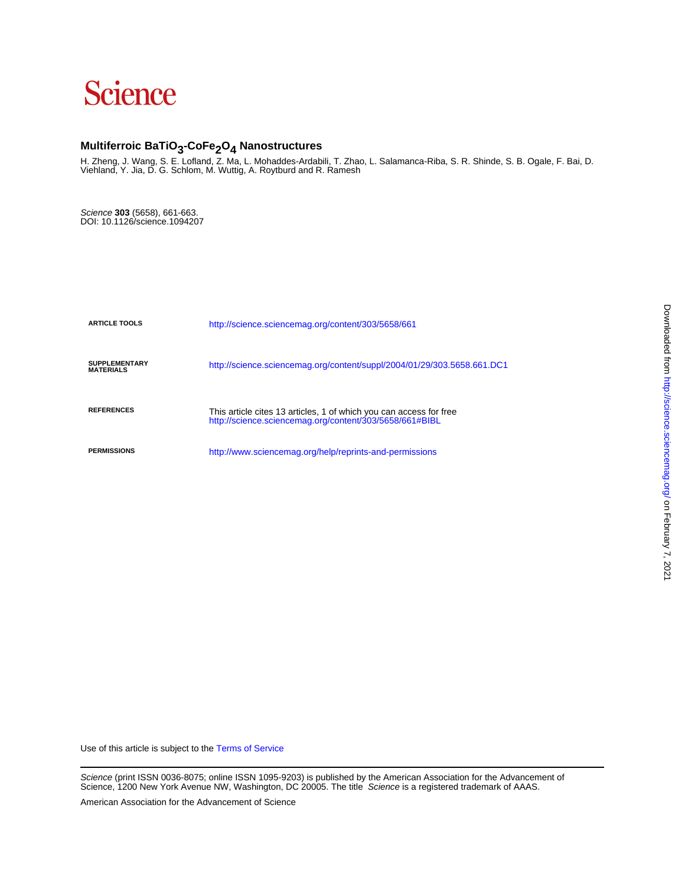# Science

## Multiferroic $BaTiO_3$-$CoFe_2O_4$ Nanostructures

H. Zheng, J. Wang, S. E. Lofland, Z. Ma, L. Mohaddes-Ardabili, T. Zhao, L. Salamanca-Riba, S. R. Shinde, S. B. Ogale, F. Bai, D. Viehland, Y. Jia, D. G. Schlom, M. Wuttig, A. Roytburd and R. Ramesh

*Science* **303** (5658), 661-663.
DOI: 10.1126/science.1094207

**ARTICLE TOOLS** http://science.sciencemag.org/content/303/5658/661

**SUPPLEMENTARY MATERIALS** http://science.sciencemag.org/content/suppl/2004/01/29/303.5658.661.DC1

**REFERENCES** This article cites 13 articles, 1 of which you can access for free
http://science.sciencemag.org/content/303/5658/661#BIBL

**PERMISSIONS** http://www.sciencemag.org/help/reprints-and-permissions

Use of this article is subject to the Terms of Service

*Science* (print ISSN 0036-8075; online ISSN 1095-9203) is published by the American Association for the Advancement of Science, 1200 New York Avenue NW, Washington, DC 20005. The title *Science* is a registered trademark of AAAS.

American Association for the Advancement of Science

Downloaded from http://science.sciencemag.org/ on February 7, 2021